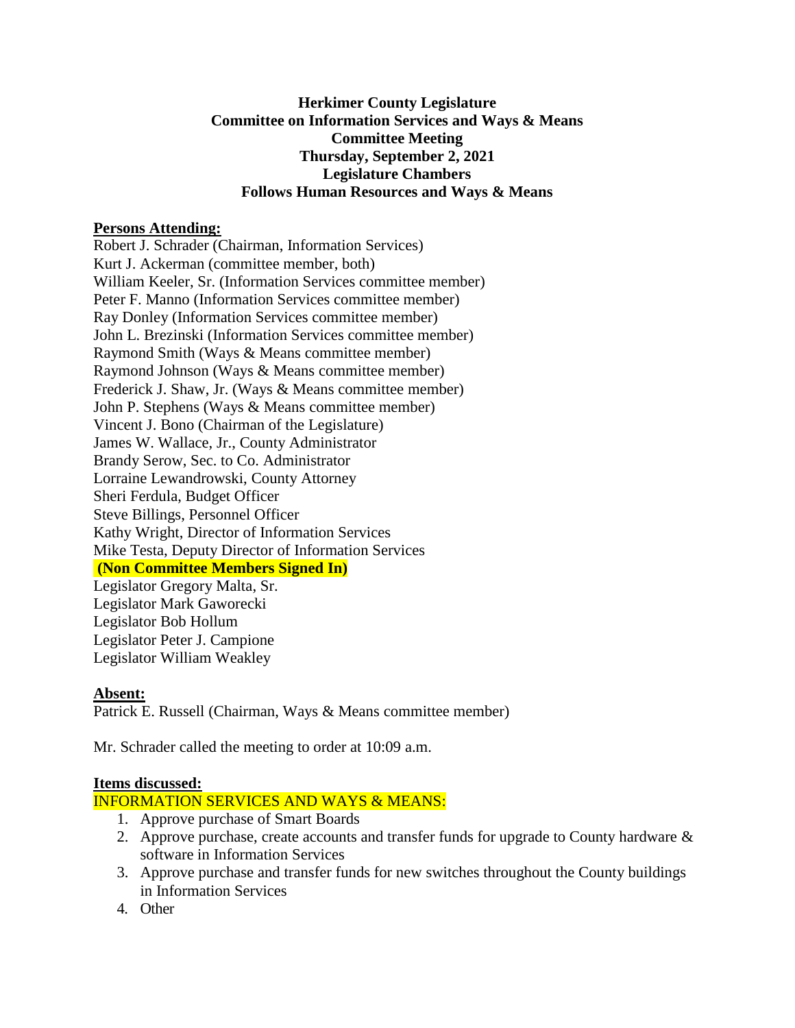**Herkimer County Legislature**
**Committee on Information Services and Ways & Means**
**Committee Meeting**
**Thursday, September 2, 2021**
**Legislature Chambers**
**Follows Human Resources and Ways & Means**

**Persons Attending:**

Robert J. Schrader (Chairman, Information Services)
Kurt J. Ackerman (committee member, both)
William Keeler, Sr. (Information Services committee member)
Peter F. Manno (Information Services committee member)
Ray Donley (Information Services committee member)
John L. Brezinski (Information Services committee member)
Raymond Smith (Ways & Means committee member)
Raymond Johnson (Ways & Means committee member)
Frederick J. Shaw, Jr. (Ways & Means committee member)
John P. Stephens (Ways & Means committee member)
Vincent J. Bono (Chairman of the Legislature)
James W. Wallace, Jr., County Administrator
Brandy Serow, Sec. to Co. Administrator
Lorraine Lewandrowski, County Attorney
Sheri Ferdula, Budget Officer
Steve Billings, Personnel Officer
Kathy Wright, Director of Information Services
Mike Testa, Deputy Director of Information Services

**(Non Committee Members Signed In)**

Legislator Gregory Malta, Sr.
Legislator Mark Gaworecki
Legislator Bob Hollum
Legislator Peter J. Campione
Legislator William Weakley

**Absent:**

Patrick E. Russell (Chairman, Ways & Means committee member)

Mr. Schrader called the meeting to order at 10:09 a.m.

**Items discussed:**

INFORMATION SERVICES AND WAYS & MEANS:

1. Approve purchase of Smart Boards
2. Approve purchase, create accounts and transfer funds for upgrade to County hardware & software in Information Services
3. Approve purchase and transfer funds for new switches throughout the County buildings in Information Services
4. Other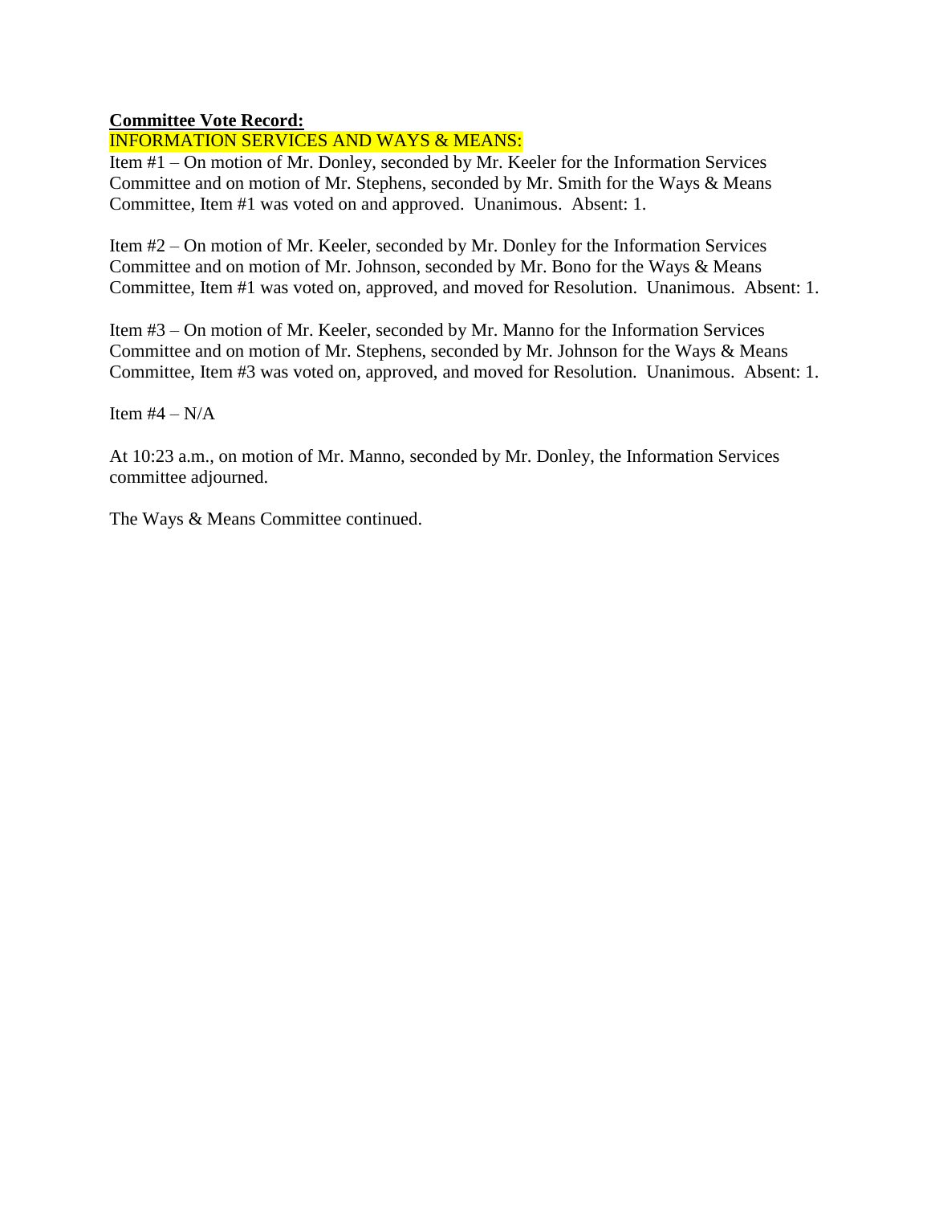**Committee Vote Record:**

INFORMATION SERVICES AND WAYS & MEANS:

Item #1 – On motion of Mr. Donley, seconded by Mr. Keeler for the Information Services Committee and on motion of Mr. Stephens, seconded by Mr. Smith for the Ways & Means Committee, Item #1 was voted on and approved. Unanimous. Absent: 1.

Item #2 – On motion of Mr. Keeler, seconded by Mr. Donley for the Information Services Committee and on motion of Mr. Johnson, seconded by Mr. Bono for the Ways & Means Committee, Item #1 was voted on, approved, and moved for Resolution. Unanimous. Absent: 1.

Item #3 – On motion of Mr. Keeler, seconded by Mr. Manno for the Information Services Committee and on motion of Mr. Stephens, seconded by Mr. Johnson for the Ways & Means Committee, Item #3 was voted on, approved, and moved for Resolution. Unanimous. Absent: 1.

Item #4 – N/A

At 10:23 a.m., on motion of Mr. Manno, seconded by Mr. Donley, the Information Services committee adjourned.

The Ways & Means Committee continued.